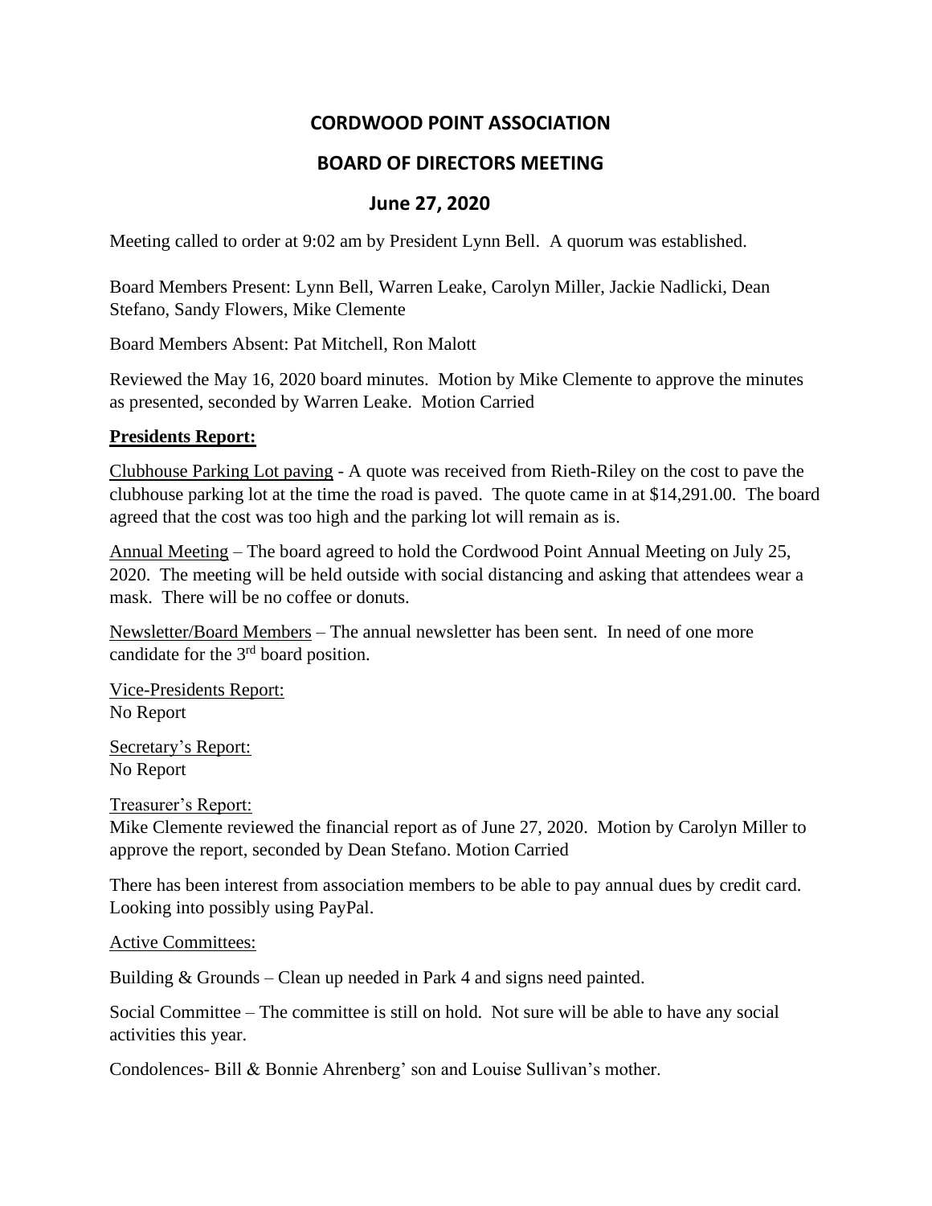# CORDWOOD POINT ASSOCIATION

## BOARD OF DIRECTORS MEETING

## June 27, 2020

Meeting called to order at 9:02 am by President Lynn Bell. A quorum was established.

Board Members Present: Lynn Bell, Warren Leake, Carolyn Miller, Jackie Nadlicki, Dean Stefano, Sandy Flowers, Mike Clemente

Board Members Absent: Pat Mitchell, Ron Malott

Reviewed the May 16, 2020 board minutes. Motion by Mike Clemente to approve the minutes as presented, seconded by Warren Leake. Motion Carried

**Presidents Report:**

Clubhouse Parking Lot paving - A quote was received from Rieth-Riley on the cost to pave the clubhouse parking lot at the time the road is paved. The quote came in at $14,291.00. The board agreed that the cost was too high and the parking lot will remain as is.

Annual Meeting – The board agreed to hold the Cordwood Point Annual Meeting on July 25, 2020. The meeting will be held outside with social distancing and asking that attendees wear a mask. There will be no coffee or donuts.

Newsletter/Board Members – The annual newsletter has been sent. In need of one more candidate for the 3rd board position.

Vice-Presidents Report:
No Report

Secretary's Report:
No Report

Treasurer's Report:
Mike Clemente reviewed the financial report as of June 27, 2020. Motion by Carolyn Miller to approve the report, seconded by Dean Stefano. Motion Carried

There has been interest from association members to be able to pay annual dues by credit card. Looking into possibly using PayPal.

Active Committees:

Building & Grounds – Clean up needed in Park 4 and signs need painted.

Social Committee – The committee is still on hold. Not sure will be able to have any social activities this year.

Condolences- Bill & Bonnie Ahrenberg' son and Louise Sullivan's mother.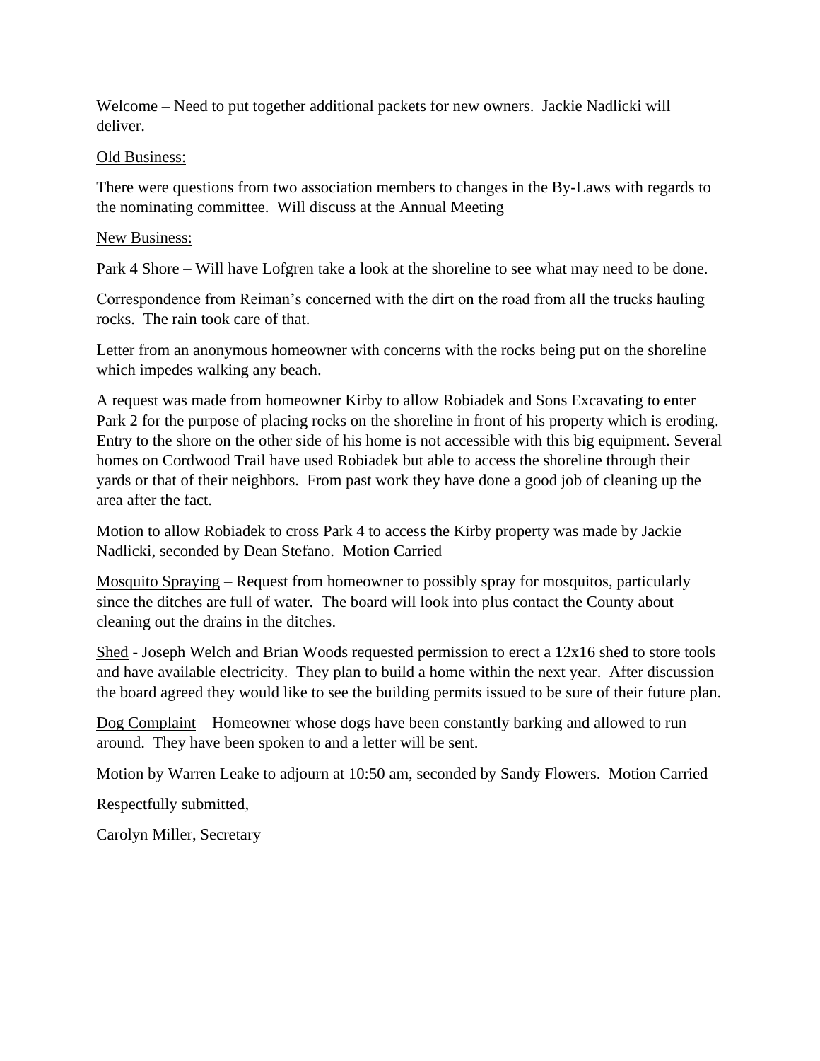Welcome – Need to put together additional packets for new owners. Jackie Nadlicki will deliver.

Old Business:

There were questions from two association members to changes in the By-Laws with regards to the nominating committee. Will discuss at the Annual Meeting

New Business:

Park 4 Shore – Will have Lofgren take a look at the shoreline to see what may need to be done.

Correspondence from Reiman's concerned with the dirt on the road from all the trucks hauling rocks. The rain took care of that.

Letter from an anonymous homeowner with concerns with the rocks being put on the shoreline which impedes walking any beach.

A request was made from homeowner Kirby to allow Robiadek and Sons Excavating to enter Park 2 for the purpose of placing rocks on the shoreline in front of his property which is eroding. Entry to the shore on the other side of his home is not accessible with this big equipment. Several homes on Cordwood Trail have used Robiadek but able to access the shoreline through their yards or that of their neighbors. From past work they have done a good job of cleaning up the area after the fact.

Motion to allow Robiadek to cross Park 4 to access the Kirby property was made by Jackie Nadlicki, seconded by Dean Stefano. Motion Carried

Mosquito Spraying – Request from homeowner to possibly spray for mosquitos, particularly since the ditches are full of water. The board will look into plus contact the County about cleaning out the drains in the ditches.

Shed - Joseph Welch and Brian Woods requested permission to erect a 12x16 shed to store tools and have available electricity. They plan to build a home within the next year. After discussion the board agreed they would like to see the building permits issued to be sure of their future plan.

Dog Complaint – Homeowner whose dogs have been constantly barking and allowed to run around. They have been spoken to and a letter will be sent.

Motion by Warren Leake to adjourn at 10:50 am, seconded by Sandy Flowers. Motion Carried

Respectfully submitted,

Carolyn Miller, Secretary